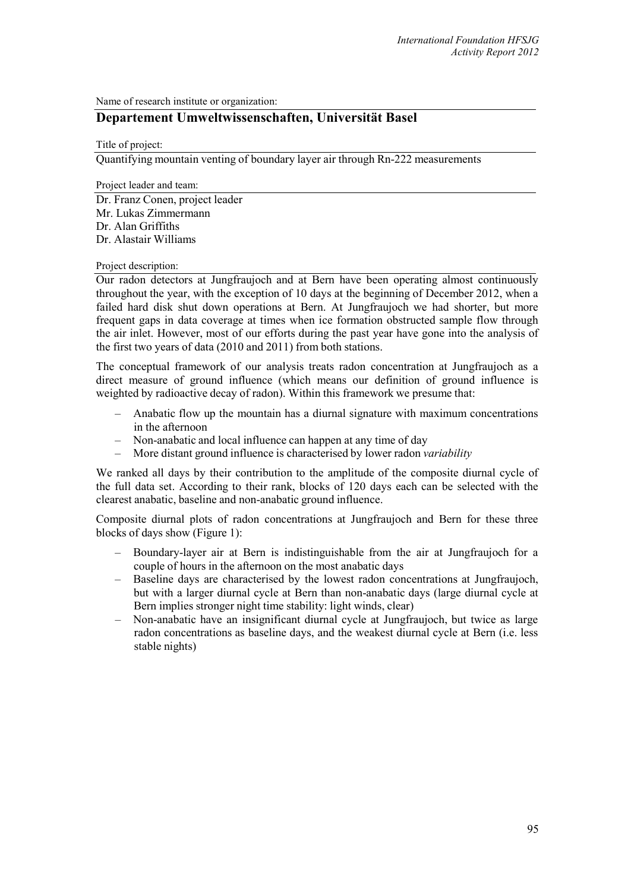Name of research institute or organization:

## Departement Umweltwissenschaften, Universität Basel

Title of project:

Quantifying mountain venting of boundary layer air through Rn-222 measurements

Project leader and team:

Dr. Franz Conen, project leader
Mr. Lukas Zimmermann
Dr. Alan Griffiths
Dr. Alastair Williams

Project description:

Our radon detectors at Jungfraujoch and at Bern have been operating almost continuously throughout the year, with the exception of 10 days at the beginning of December 2012, when a failed hard disk shut down operations at Bern. At Jungfraujoch we had shorter, but more frequent gaps in data coverage at times when ice formation obstructed sample flow through the air inlet. However, most of our efforts during the past year have gone into the analysis of the first two years of data (2010 and 2011) from both stations.

The conceptual framework of our analysis treats radon concentration at Jungfraujoch as a direct measure of ground influence (which means our definition of ground influence is weighted by radioactive decay of radon). Within this framework we presume that:

- Anabatic flow up the mountain has a diurnal signature with maximum concentrations in the afternoon
- Non-anabatic and local influence can happen at any time of day
- More distant ground influence is characterised by lower radon *variability*

We ranked all days by their contribution to the amplitude of the composite diurnal cycle of the full data set. According to their rank, blocks of 120 days each can be selected with the clearest anabatic, baseline and non-anabatic ground influence.

Composite diurnal plots of radon concentrations at Jungfraujoch and Bern for these three blocks of days show (Figure 1):

- Boundary-layer air at Bern is indistinguishable from the air at Jungfraujoch for a couple of hours in the afternoon on the most anabatic days
- Baseline days are characterised by the lowest radon concentrations at Jungfraujoch, but with a larger diurnal cycle at Bern than non-anabatic days (large diurnal cycle at Bern implies stronger night time stability: light winds, clear)
- Non-anabatic have an insignificant diurnal cycle at Jungfraujoch, but twice as large radon concentrations as baseline days, and the weakest diurnal cycle at Bern (i.e. less stable nights)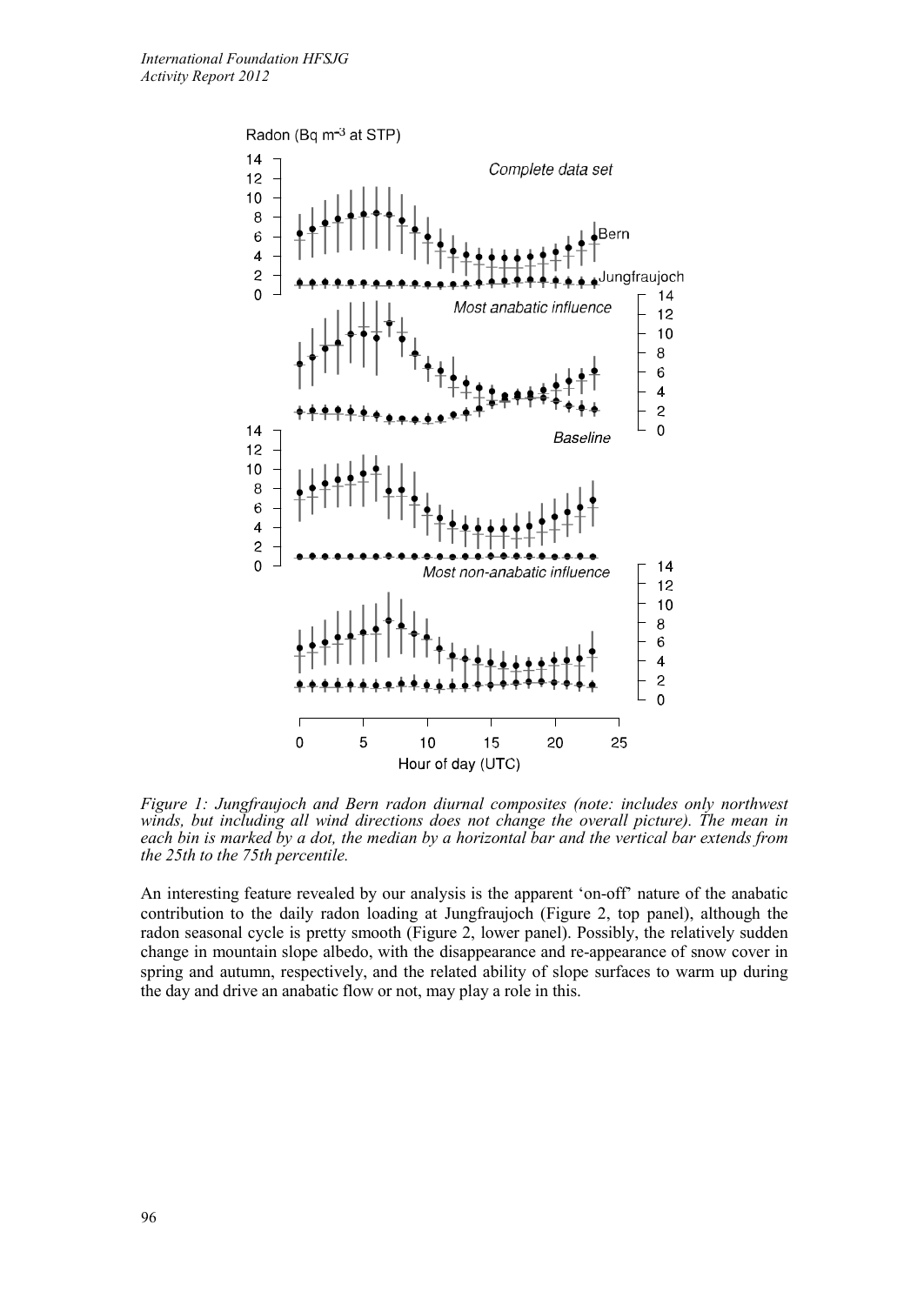Figure 1: Jungfraujoch and Bern radon diurnal composites (note: includes only northwest winds, but including all wind directions does not change the overall picture). The mean in each bin is marked by a dot, the median by a horizontal bar and the vertical bar extends from the 25th to the 75th percentile.

An interesting feature revealed by our analysis is the apparent 'on-off' nature of the anabatic contribution to the daily radon loading at Jungfraujoch (Figure 2, top panel), although the radon seasonal cycle is pretty smooth (Figure 2, lower panel). Possibly, the relatively sudden change in mountain slope albedo, with the disappearance and re-appearance of snow cover in spring and autumn, respectively, and the related ability of slope surfaces to warm up during the day and drive an anabatic flow or not, may play a role in this.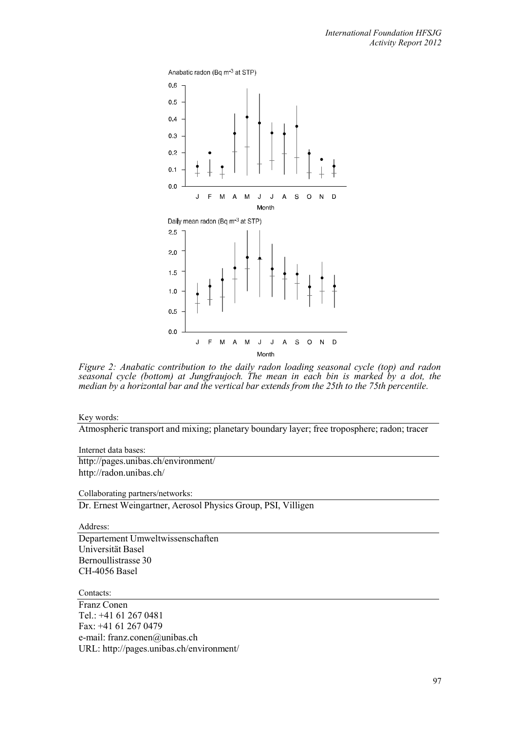Anabatic radon (Bq m$^{-3}$ at STP)

0.6
0.5
0.4
0.3
0.2
0.1
0.0

J F M A M J J A S O N D

Month

Daily mean radon (Bq m$^{-3}$ at STP)

2.5
2.0
1.5
1.0
0.5
0.0

J F M A M J J A S O N D

Month

*Figure 2: Anabatic contribution to the daily radon loading seasonal cycle (top) and radon seasonal cycle (bottom) at Jungfraujoch. The mean in each bin is marked by a dot, the median by a horizontal bar and the vertical bar extends from the 25th to the 75th percentile.*

Key words:

Atmospheric transport and mixing; planetary boundary layer; free troposphere; radon; tracer

Internet data bases:

http://pages.unibas.ch/environment/
http://radon.unibas.ch/

Collaborating partners/networks:

Dr. Ernest Weingartner, Aerosol Physics Group, PSI, Villigen

Address:

Departement Umweltwissenschaften
Universität Basel
Bernoullistrasse 30
CH-4056 Basel

Contacts:

Franz Conen
Tel.: +41 61 267 0481
Fax: +41 61 267 0479
e-mail: franz.conen@unibas.ch
URL: http://pages.unibas.ch/environment/